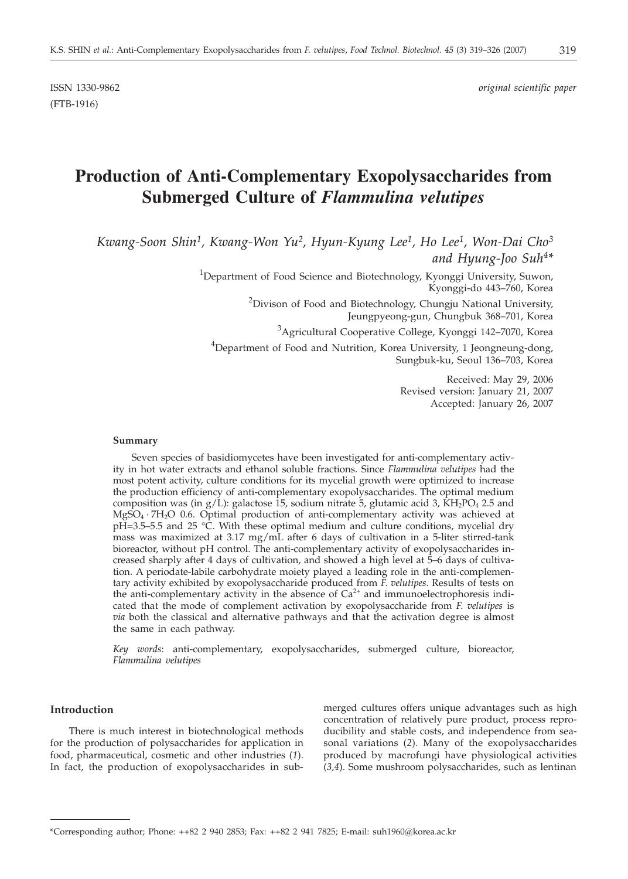ISSN 1330-9862 *original scientific paper*

(FTB-1916)

# Production of Anti-Complementary Exopolysaccharides from Submerged Culture of *Flammulina velutipes*

*Kwang-Soon Shin[1], Kwang-Won Yu[2], Hyun-Kyung Lee[1], Ho Lee[1], Won-Dai Cho[3] and Hyung-Joo Suh[4]\**

[1]Department of Food Science and Biotechnology, Kyonggi University, Suwon, Kyonggi-do 443–760, Korea

[2]Divison of Food and Biotechnology, Chungju National University, Jeungpyeong-gun, Chungbuk 368–701, Korea

[3]Agricultural Cooperative College, Kyonggi 142–7070, Korea

[4]Department of Food and Nutrition, Korea University, 1 Jeongneung-dong, Sungbuk-ku, Seoul 136–703, Korea

Received: May 29, 2006
Revised version: January 21, 2007
Accepted: January 26, 2007

### Summary

Seven species of basidiomycetes have been investigated for anti-complementary activity in hot water extracts and ethanol soluble fractions. Since *Flammulina velutipes* had the most potent activity, culture conditions for its mycelial growth were optimized to increase the production efficiency of anti-complementary exopolysaccharides. The optimal medium composition was (in g/L): galactose 15, sodium nitrate 5, glutamic acid 3, $KH_2PO_4$ 2.5 and $MgSO_4 \cdot 7H_2O$ 0.6. Optimal production of anti-complementary activity was achieved at pH=3.5–5.5 and 25 °C. With these optimal medium and culture conditions, mycelial dry mass was maximized at 3.17 mg/mL after 6 days of cultivation in a 5-liter stirred-tank bioreactor, without pH control. The anti-complementary activity of exopolysaccharides increased sharply after 4 days of cultivation, and showed a high level at 5–6 days of cultivation. A periodate-labile carbohydrate moiety played a leading role in the anti-complementary activity exhibited by exopolysaccharide produced from *F. velutipes*. Results of tests on the anti-complementary activity in the absence of $Ca^{2+}$ and immunoelectrophoresis indicated that the mode of complement activation by exopolysaccharide from *F. velutipes* is *via* both the classical and alternative pathways and that the activation degree is almost the same in each pathway.

*Key words*: anti-complementary, exopolysaccharides, submerged culture, bioreactor, *Flammulina velutipes*

## Introduction

There is much interest in biotechnological methods for the production of polysaccharides for application in food, pharmaceutical, cosmetic and other industries (*1*). In fact, the production of exopolysaccharides in submerged cultures offers unique advantages such as high concentration of relatively pure product, process reproducibility and stable costs, and independence from seasonal variations (*2*). Many of the exopolysaccharides produced by macrofungi have physiological activities (*3,4*). Some mushroom polysaccharides, such as lentinan

---

\*Corresponding author; Phone: ++82 2 940 2853; Fax: ++82 2 941 7825; E-mail: suh1960@korea.ac.kr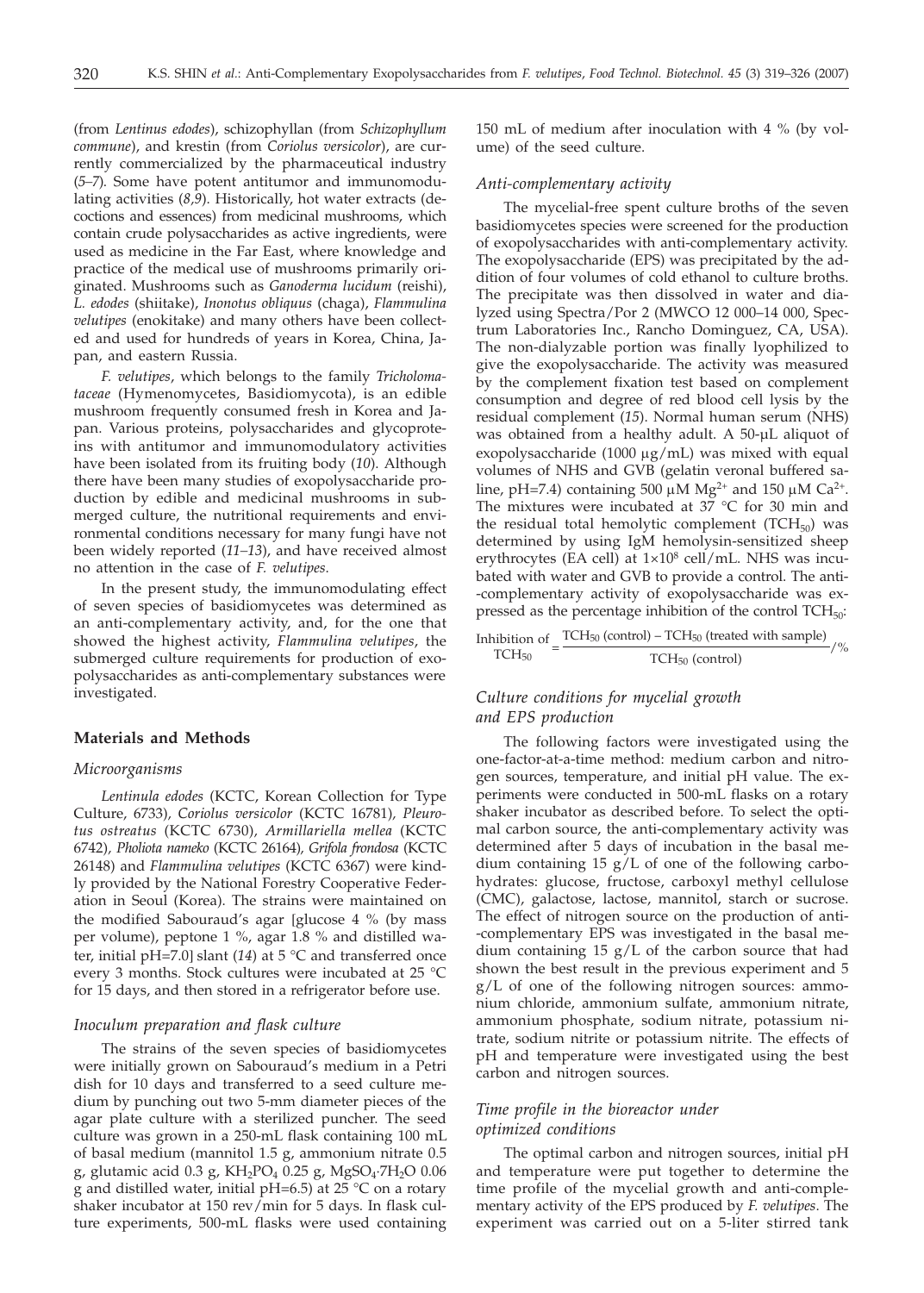(from *Lentinus edodes*), schizophyllan (from *Schizophyllum commune*), and krestin (from *Coriolus versicolor*), are currently commercialized by the pharmaceutical industry (*5–7*). Some have potent antitumor and immunomodulating activities (*8,9*). Historically, hot water extracts (decoctions and essences) from medicinal mushrooms, which contain crude polysaccharides as active ingredients, were used as medicine in the Far East, where knowledge and practice of the medical use of mushrooms primarily originated. Mushrooms such as *Ganoderma lucidum* (reishi), *L. edodes* (shiitake), *Inonotus obliquus* (chaga), *Flammulina velutipes* (enokitake) and many others have been collected and used for hundreds of years in Korea, China, Japan, and eastern Russia.

*F. velutipes*, which belongs to the family *Tricholomataceae* (Hymenomycetes, Basidiomycota), is an edible mushroom frequently consumed fresh in Korea and Japan. Various proteins, polysaccharides and glycoproteins with antitumor and immunomodulatory activities have been isolated from its fruiting body (*10*). Although there have been many studies of exopolysaccharide production by edible and medicinal mushrooms in submerged culture, the nutritional requirements and environmental conditions necessary for many fungi have not been widely reported (*11–13*), and have received almost no attention in the case of *F. velutipes*.

In the present study, the immunomodulating effect of seven species of basidiomycetes was determined as an anti-complementary activity, and, for the one that showed the highest activity, *Flammulina velutipes*, the submerged culture requirements for production of exopolysaccharides as anti-complementary substances were investigated.

## Materials and Methods

### *Microorganisms*

*Lentinula edodes* (KCTC, Korean Collection for Type Culture, 6733), *Coriolus versicolor* (KCTC 16781), *Pleurotus ostreatus* (KCTC 6730), *Armillariella mellea* (KCTC 6742), *Pholiota nameko* (KCTC 26164), *Grifola frondosa* (KCTC 26148) and *Flammulina velutipes* (KCTC 6367) were kindly provided by the National Forestry Cooperative Federation in Seoul (Korea). The strains were maintained on the modified Sabouraud's agar [glucose 4 % (by mass per volume), peptone 1 %, agar 1.8 % and distilled water, initial pH=7.0] slant (*14*) at 5 °C and transferred once every 3 months. Stock cultures were incubated at 25 °C for 15 days, and then stored in a refrigerator before use.

### *Inoculum preparation and flask culture*

The strains of the seven species of basidiomycetes were initially grown on Sabouraud's medium in a Petri dish for 10 days and transferred to a seed culture medium by punching out two 5-mm diameter pieces of the agar plate culture with a sterilized puncher. The seed culture was grown in a 250-mL flask containing 100 mL of basal medium (mannitol 1.5 g, ammonium nitrate 0.5 g, glutamic acid 0.3 g, $KH_2PO_4$ 0.25 g, $MgSO_4{\cdot}7H_2O$ 0.06 g and distilled water, initial pH=6.5) at 25 °C on a rotary shaker incubator at 150 rev/min for 5 days. In flask culture experiments, 500-mL flasks were used containing 150 mL of medium after inoculation with 4 % (by volume) of the seed culture.

### *Anti-complementary activity*

The mycelial-free spent culture broths of the seven basidiomycetes species were screened for the production of exopolysaccharides with anti-complementary activity. The exopolysaccharide (EPS) was precipitated by the addition of four volumes of cold ethanol to culture broths. The precipitate was then dissolved in water and dialyzed using Spectra/Por 2 (MWCO 12 000–14 000, Spectrum Laboratories Inc., Rancho Dominguez, CA, USA). The non-dialyzable portion was finally lyophilized to give the exopolysaccharide. The activity was measured by the complement fixation test based on complement consumption and degree of red blood cell lysis by the residual complement (*15*). Normal human serum (NHS) was obtained from a healthy adult. A 50-μL aliquot of exopolysaccharide (1000 μg/mL) was mixed with equal volumes of NHS and GVB (gelatin veronal buffered saline, pH=7.4) containing 500 μM $Mg^{2+}$ and 150 μM $Ca^{2+}$. The mixtures were incubated at 37 °C for 30 min and the residual total hemolytic complement ($TCH_{50}$) was determined by using IgM hemolysin-sensitized sheep erythrocytes (EA cell) at $1{\times}10^8$ cell/mL. NHS was incubated with water and GVB to provide a control. The anti-complementary activity of exopolysaccharide was expressed as the percentage inhibition of the control $TCH_{50}$:

$$\text{Inhibition of } TCH_{50} = \frac{TCH_{50}\,(\text{control}) - TCH_{50}\,(\text{treated with sample})}{TCH_{50}\,(\text{control})} / \%$$

### *Culture conditions for mycelial growth and EPS production*

The following factors were investigated using the one-factor-at-a-time method: medium carbon and nitrogen sources, temperature, and initial pH value. The experiments were conducted in 500-mL flasks on a rotary shaker incubator as described before. To select the optimal carbon source, the anti-complementary activity was determined after 5 days of incubation in the basal medium containing 15 g/L of one of the following carbohydrates: glucose, fructose, carboxyl methyl cellulose (CMC), galactose, lactose, mannitol, starch or sucrose. The effect of nitrogen source on the production of anti-complementary EPS was investigated in the basal medium containing 15 g/L of the carbon source that had shown the best result in the previous experiment and 5 g/L of one of the following nitrogen sources: ammonium chloride, ammonium sulfate, ammonium nitrate, ammonium phosphate, sodium nitrate, potassium nitrate, sodium nitrite or potassium nitrite. The effects of pH and temperature were investigated using the best carbon and nitrogen sources.

### *Time profile in the bioreactor under optimized conditions*

The optimal carbon and nitrogen sources, initial pH and temperature were put together to determine the time profile of the mycelial growth and anti-complementary activity of the EPS produced by *F. velutipes*. The experiment was carried out on a 5-liter stirred tank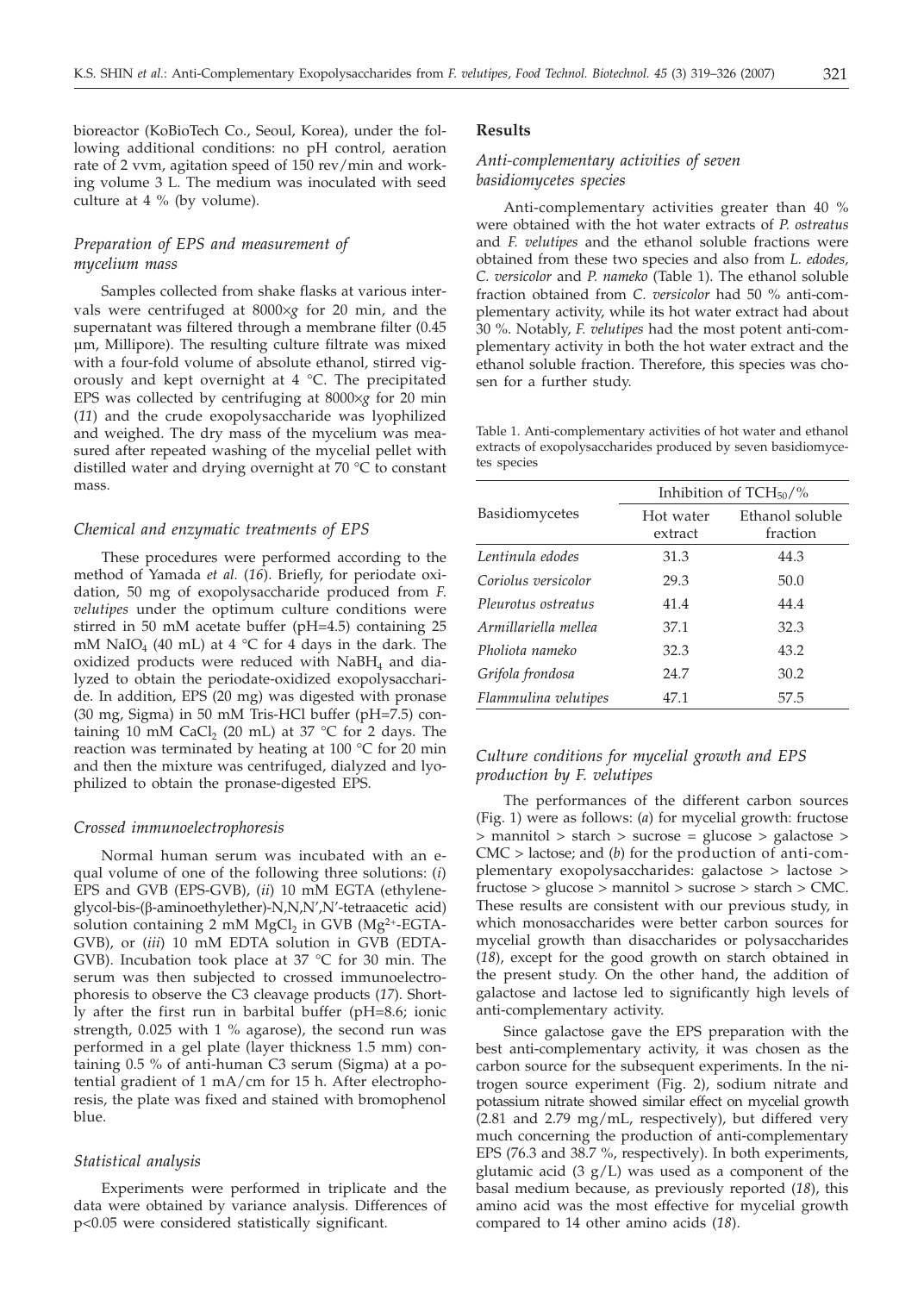bioreactor (KoBioTech Co., Seoul, Korea), under the following additional conditions: no pH control, aeration rate of 2 vvm, agitation speed of 150 rev/min and working volume 3 L. The medium was inoculated with seed culture at 4 % (by volume).

### *Preparation of EPS and measurement of mycelium mass*

Samples collected from shake flasks at various intervals were centrifuged at 8000×*g* for 20 min, and the supernatant was filtered through a membrane filter (0.45 µm, Millipore). The resulting culture filtrate was mixed with a four-fold volume of absolute ethanol, stirred vigorously and kept overnight at 4 °C. The precipitated EPS was collected by centrifuging at 8000×*g* for 20 min (*11*) and the crude exopolysaccharide was lyophilized and weighed. The dry mass of the mycelium was measured after repeated washing of the mycelial pellet with distilled water and drying overnight at 70 °C to constant mass.

### *Chemical and enzymatic treatments of EPS*

These procedures were performed according to the method of Yamada *et al.* (*16*). Briefly, for periodate oxidation, 50 mg of exopolysaccharide produced from *F. velutipes* under the optimum culture conditions were stirred in 50 mM acetate buffer (pH=4.5) containing 25 mM $NaIO_4$ (40 mL) at 4 °C for 4 days in the dark. The oxidized products were reduced with $NaBH_4$ and dialyzed to obtain the periodate-oxidized exopolysaccharide. In addition, EPS (20 mg) was digested with pronase (30 mg, Sigma) in 50 mM Tris-HCl buffer (pH=7.5) containing 10 mM $CaCl_2$ (20 mL) at 37 °C for 2 days. The reaction was terminated by heating at 100 °C for 20 min and then the mixture was centrifuged, dialyzed and lyophilized to obtain the pronase-digested EPS.

### *Crossed immunoelectrophoresis*

Normal human serum was incubated with an equal volume of one of the following three solutions: (*i*) EPS and GVB (EPS-GVB), (*ii*) 10 mM EGTA (ethyleneglycol-bis-(β-aminoethylether)-N,N,N',N'-tetraacetic acid) solution containing 2 mM $MgCl_2$ in GVB ($Mg^{2+}$-EGTA-GVB), or (*iii*) 10 mM EDTA solution in GVB (EDTA-GVB). Incubation took place at 37 °C for 30 min. The serum was then subjected to crossed immunoelectrophoresis to observe the C3 cleavage products (*17*). Shortly after the first run in barbital buffer (pH=8.6; ionic strength, 0.025 with 1 % agarose), the second run was performed in a gel plate (layer thickness 1.5 mm) containing 0.5 % of anti-human C3 serum (Sigma) at a potential gradient of 1 mA/cm for 15 h. After electrophoresis, the plate was fixed and stained with bromophenol blue.

### *Statistical analysis*

Experiments were performed in triplicate and the data were obtained by variance analysis. Differences of $p<0.05$ were considered statistically significant.

## Results

### *Anti-complementary activities of seven basidiomycetes species*

Anti-complementary activities greater than 40 % were obtained with the hot water extracts of *P. ostreatus* and *F. velutipes* and the ethanol soluble fractions were obtained from these two species and also from *L. edodes, C. versicolor* and *P. nameko* (Table 1). The ethanol soluble fraction obtained from *C. versicolor* had 50 % anti-complementary activity, while its hot water extract had about 30 %. Notably, *F. velutipes* had the most potent anti-complementary activity in both the hot water extract and the ethanol soluble fraction. Therefore, this species was chosen for a further study.

Table 1. Anti-complementary activities of hot water and ethanol extracts of exopolysaccharides produced by seven basidiomycetes species

| Basidiomycetes | Inhibition of $TCH_{50}$/% | |
|---|---|---|
| | Hot water extract | Ethanol soluble fraction |
| *Lentinula edodes* | 31.3 | 44.3 |
| *Coriolus versicolor* | 29.3 | 50.0 |
| *Pleurotus ostreatus* | 41.4 | 44.4 |
| *Armillariella mellea* | 37.1 | 32.3 |
| *Pholiota nameko* | 32.3 | 43.2 |
| *Grifola frondosa* | 24.7 | 30.2 |
| *Flammulina velutipes* | 47.1 | 57.5 |

### *Culture conditions for mycelial growth and EPS production by F. velutipes*

The performances of the different carbon sources (Fig. 1) were as follows: (*a*) for mycelial growth: fructose > mannitol > starch > sucrose = glucose > galactose > CMC > lactose; and (*b*) for the production of anti-complementary exopolysaccharides: galactose > lactose > fructose > glucose > mannitol > sucrose > starch > CMC. These results are consistent with our previous study, in which monosaccharides were better carbon sources for mycelial growth than disaccharides or polysaccharides (*18*), except for the good growth on starch obtained in the present study. On the other hand, the addition of galactose and lactose led to significantly high levels of anti-complementary activity.

Since galactose gave the EPS preparation with the best anti-complementary activity, it was chosen as the carbon source for the subsequent experiments. In the nitrogen source experiment (Fig. 2), sodium nitrate and potassium nitrate showed similar effect on mycelial growth (2.81 and 2.79 mg/mL, respectively), but differed very much concerning the production of anti-complementary EPS (76.3 and 38.7 %, respectively). In both experiments, glutamic acid (3 g/L) was used as a component of the basal medium because, as previously reported (*18*), this amino acid was the most effective for mycelial growth compared to 14 other amino acids (*18*).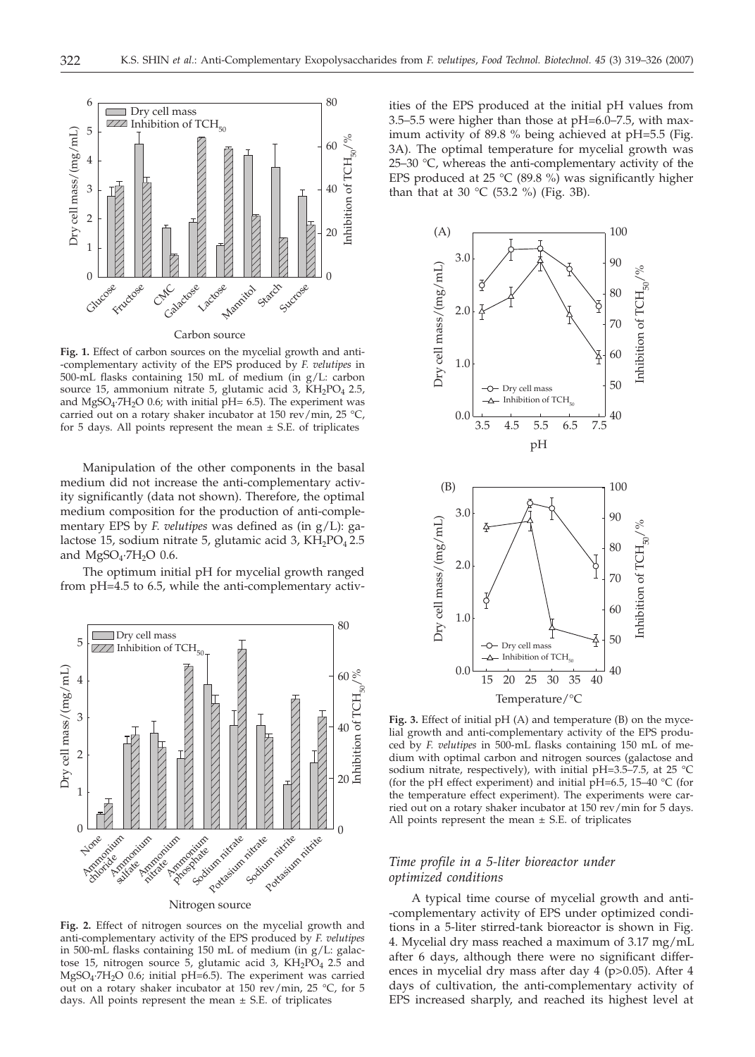**Fig. 1.** Effect of carbon sources on the mycelial growth and anti-complementary activity of the EPS produced by *F. velutipes* in 500-mL flasks containing 150 mL of medium (in g/L: carbon source 15, ammonium nitrate 5, glutamic acid 3, $KH_2PO_4$ 2.5, and $MgSO_4 \cdot 7H_2O$ 0.6; with initial pH= 6.5). The experiment was carried out on a rotary shaker incubator at 150 rev/min, 25 °C, for 5 days. All points represent the mean ± S.E. of triplicates

Manipulation of the other components in the basal medium did not increase the anti-complementary activity significantly (data not shown). Therefore, the optimal medium composition for the production of anti-complementary EPS by *F. velutipes* was defined as (in g/L): galactose 15, sodium nitrate 5, glutamic acid 3, $KH_2PO_4$ 2.5 and $MgSO_4 \cdot 7H_2O$ 0.6.

The optimum initial pH for mycelial growth ranged from pH=4.5 to 6.5, while the anti-complementary activities of the EPS produced at the initial pH values from 3.5–5.5 were higher than those at pH=6.0–7.5, with maximum activity of 89.8 % being achieved at pH=5.5 (Fig. 3A). The optimal temperature for mycelial growth was 25–30 °C, whereas the anti-complementary activity of the EPS produced at 25 °C (89.8 %) was significantly higher than that at 30 °C (53.2 %) (Fig. 3B).

**Fig. 2.** Effect of nitrogen sources on the mycelial growth and anti-complementary activity of the EPS produced by *F. velutipes* in 500-mL flasks containing 150 mL of medium (in g/L: galactose 15, nitrogen source 5, glutamic acid 3, $KH_2PO_4$ 2.5 and $MgSO_4 \cdot 7H_2O$ 0.6; initial pH=6.5). The experiment was carried out on a rotary shaker incubator at 150 rev/min, 25 °C, for 5 days. All points represent the mean ± S.E. of triplicates

**Fig. 3.** Effect of initial pH (A) and temperature (B) on the mycelial growth and anti-complementary activity of the EPS produced by *F. velutipes* in 500-mL flasks containing 150 mL of medium with optimal carbon and nitrogen sources (galactose and sodium nitrate, respectively), with initial pH=3.5–7.5, at 25 °C (for the pH effect experiment) and initial pH=6.5, 15–40 °C (for the temperature effect experiment). The experiments were carried out on a rotary shaker incubator at 150 rev/min for 5 days. All points represent the mean ± S.E. of triplicates

### Time profile in a 5-liter bioreactor under optimized conditions

A typical time course of mycelial growth and anti-complementary activity of EPS under optimized conditions in a 5-liter stirred-tank bioreactor is shown in Fig. 4. Mycelial dry mass reached a maximum of 3.17 mg/mL after 6 days, although there were no significant differences in mycelial dry mass after day 4 ($p>0.05$). After 4 days of cultivation, the anti-complementary activity of EPS increased sharply, and reached its highest level at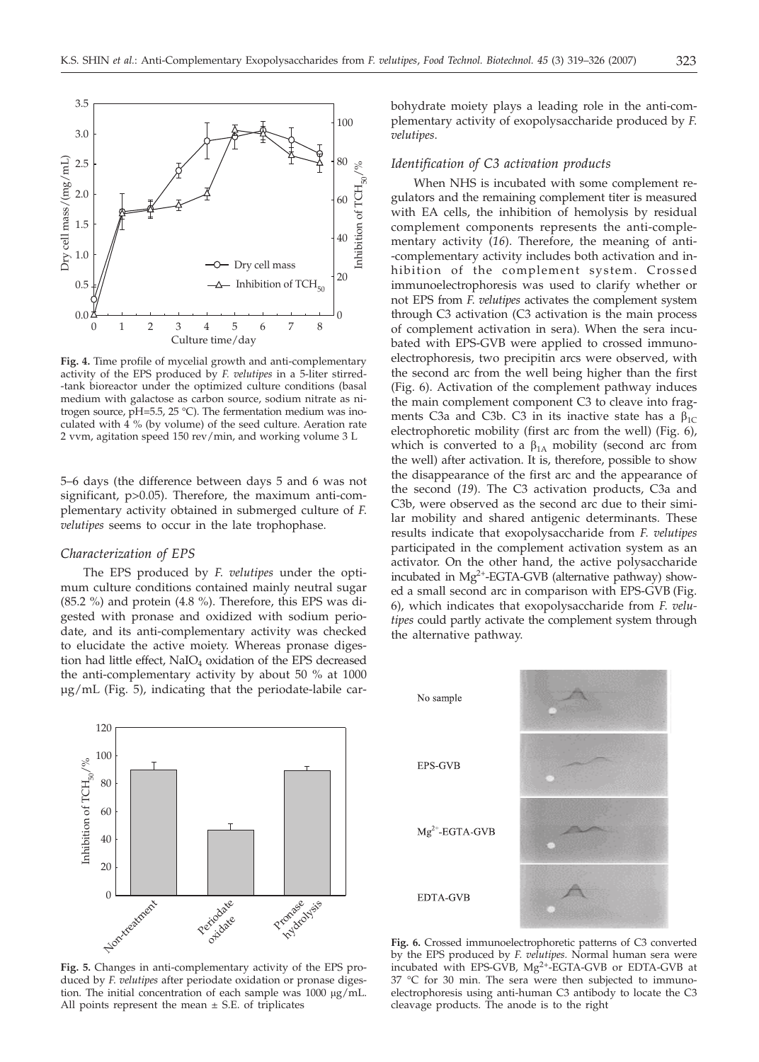Fig. 4. Time profile of mycelial growth and anti-complementary activity of the EPS produced by *F. velutipes* in a 5-liter stirred-tank bioreactor under the optimized culture conditions (basal medium with galactose as carbon source, sodium nitrate as nitrogen source, pH=5.5, 25 °C). The fermentation medium was inoculated with 4 % (by volume) of the seed culture. Aeration rate 2 vvm, agitation speed 150 rev/min, and working volume 3 L

5–6 days (the difference between days 5 and 6 was not significant, p>0.05). Therefore, the maximum anti-complementary activity obtained in submerged culture of *F. velutipes* seems to occur in the late trophophase.

### *Characterization of EPS*

The EPS produced by *F. velutipes* under the optimum culture conditions contained mainly neutral sugar (85.2 %) and protein (4.8 %). Therefore, this EPS was digested with pronase and oxidized with sodium periodate, and its anti-complementary activity was checked to elucidate the active moiety. Whereas pronase digestion had little effect, $NaIO_4$ oxidation of the EPS decreased the anti-complementary activity by about 50 % at 1000 µg/mL (Fig. 5), indicating that the periodate-labile carbohydrate moiety plays a leading role in the anti-complementary activity of exopolysaccharide produced by *F. velutipes*.

Fig. 5. Changes in anti-complementary activity of the EPS produced by *F. velutipes* after periodate oxidation or pronase digestion. The initial concentration of each sample was 1000 µg/mL. All points represent the mean ± S.E. of triplicates

### *Identification of C3 activation products*

When NHS is incubated with some complement regulators and the remaining complement titer is measured with EA cells, the inhibition of hemolysis by residual complement components represents the anti-complementary activity (*16*). Therefore, the meaning of anti-complementary activity includes both activation and inhibition of the complement system. Crossed immunoelectrophoresis was used to clarify whether or not EPS from *F. velutipes* activates the complement system through C3 activation (C3 activation is the main process of complement activation in sera). When the sera incubated with EPS-GVB were applied to crossed immunoelectrophoresis, two precipitin arcs were observed, with the second arc from the well being higher than the first (Fig. 6). Activation of the complement pathway induces the main complement component C3 to cleave into fragments C3a and C3b. C3 in its inactive state has a $\beta_{1C}$ electrophoretic mobility (first arc from the well) (Fig. 6), which is converted to a $\beta_{1A}$ mobility (second arc from the well) after activation. It is, therefore, possible to show the disappearance of the first arc and the appearance of the second (*19*). The C3 activation products, C3a and C3b, were observed as the second arc due to their similar mobility and shared antigenic determinants. These results indicate that exopolysaccharide from *F. velutipes* participated in the complement activation system as an activator. On the other hand, the active polysaccharide incubated in $Mg^{2+}$-EGTA-GVB (alternative pathway) showed a small second arc in comparison with EPS-GVB (Fig. 6), which indicates that exopolysaccharide from *F. velutipes* could partly activate the complement system through the alternative pathway.

Fig. 6. Crossed immunoelectrophoretic patterns of C3 converted by the EPS produced by *F. velutipes*. Normal human sera were incubated with EPS-GVB, $Mg^{2+}$-EGTA-GVB or EDTA-GVB at 37 °C for 30 min. The sera were then subjected to immunoelectrophoresis using anti-human C3 antibody to locate the C3 cleavage products. The anode is to the right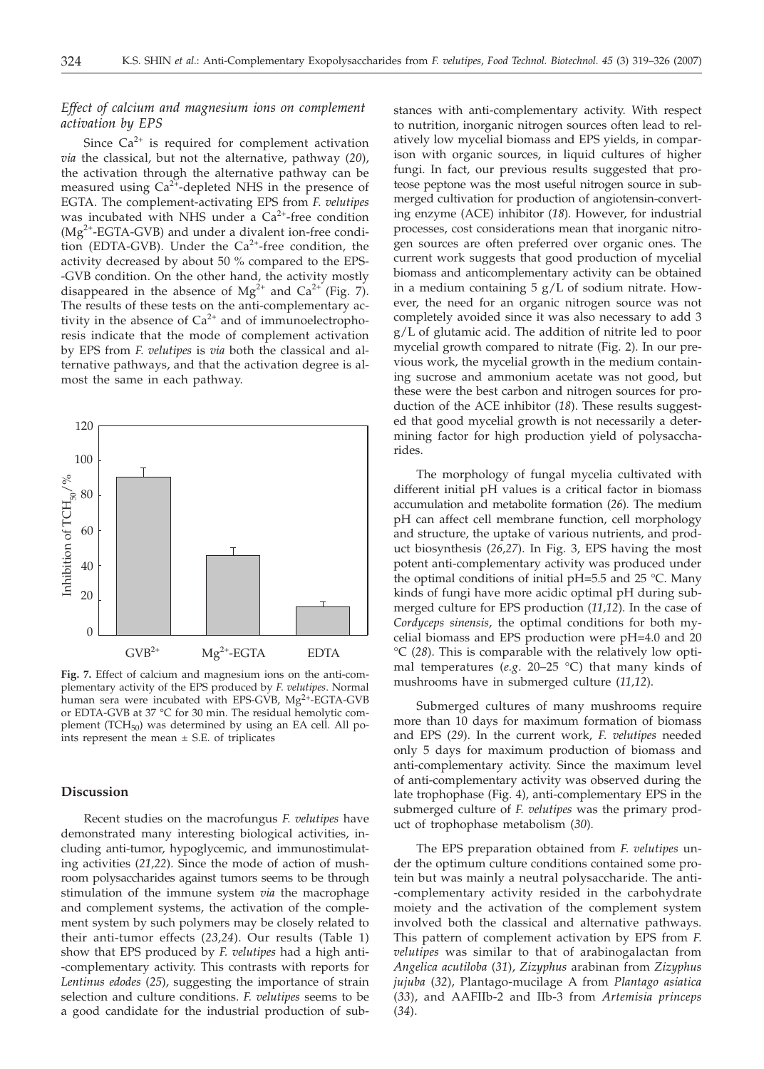### *Effect of calcium and magnesium ions on complement activation by EPS*

Since $Ca^{2+}$ is required for complement activation *via* the classical, but not the alternative, pathway (*20*), the activation through the alternative pathway can be measured using $Ca^{2+}$-depleted NHS in the presence of EGTA. The complement-activating EPS from *F. velutipes* was incubated with NHS under a $Ca^{2+}$-free condition ($Mg^{2+}$-EGTA-GVB) and under a divalent ion-free condition (EDTA-GVB). Under the $Ca^{2+}$-free condition, the activity decreased by about 50 % compared to the EPS-GVB condition. On the other hand, the activity mostly disappeared in the absence of $Mg^{2+}$ and $Ca^{2+}$ (Fig. 7). The results of these tests on the anti-complementary activity in the absence of $Ca^{2+}$ and of immunoelectrophoresis indicate that the mode of complement activation by EPS from *F. velutipes* is *via* both the classical and alternative pathways, and that the activation degree is almost the same in each pathway.

**Fig. 7.** Effect of calcium and magnesium ions on the anti-complementary activity of the EPS produced by *F. velutipes*. Normal human sera were incubated with EPS-GVB, $Mg^{2+}$-EGTA-GVB or EDTA-GVB at 37 °C for 30 min. The residual hemolytic complement ($TCH_{50}$) was determined by using an EA cell. All points represent the mean ± S.E. of triplicates

## Discussion

Recent studies on the macrofungus *F. velutipes* have demonstrated many interesting biological activities, including anti-tumor, hypoglycemic, and immunostimulating activities (*21,22*). Since the mode of action of mushroom polysaccharides against tumors seems to be through stimulation of the immune system *via* the macrophage and complement systems, the activation of the complement system by such polymers may be closely related to their anti-tumor effects (*23,24*). Our results (Table 1) show that EPS produced by *F. velutipes* had a high anti-complementary activity. This contrasts with reports for *Lentinus edodes* (*25*), suggesting the importance of strain selection and culture conditions. *F. velutipes* seems to be a good candidate for the industrial production of substances with anti-complementary activity. With respect to nutrition, inorganic nitrogen sources often lead to relatively low mycelial biomass and EPS yields, in comparison with organic sources, in liquid cultures of higher fungi. In fact, our previous results suggested that proteose peptone was the most useful nitrogen source in submerged cultivation for production of angiotensin-converting enzyme (ACE) inhibitor (*18*). However, for industrial processes, cost considerations mean that inorganic nitrogen sources are often preferred over organic ones. The current work suggests that good production of mycelial biomass and anticomplementary activity can be obtained in a medium containing 5 g/L of sodium nitrate. However, the need for an organic nitrogen source was not completely avoided since it was also necessary to add 3 g/L of glutamic acid. The addition of nitrite led to poor mycelial growth compared to nitrate (Fig. 2). In our previous work, the mycelial growth in the medium containing sucrose and ammonium acetate was not good, but these were the best carbon and nitrogen sources for production of the ACE inhibitor (*18*). These results suggested that good mycelial growth is not necessarily a determining factor for high production yield of polysaccharides.

The morphology of fungal mycelia cultivated with different initial pH values is a critical factor in biomass accumulation and metabolite formation (*26*). The medium pH can affect cell membrane function, cell morphology and structure, the uptake of various nutrients, and product biosynthesis (*26,27*). In Fig. 3, EPS having the most potent anti-complementary activity was produced under the optimal conditions of initial pH=5.5 and 25 °C. Many kinds of fungi have more acidic optimal pH during submerged culture for EPS production (*11,12*). In the case of *Cordyceps sinensis*, the optimal conditions for both mycelial biomass and EPS production were pH=4.0 and 20 °C (*28*). This is comparable with the relatively low optimal temperatures (*e.g.* 20–25 °C) that many kinds of mushrooms have in submerged culture (*11,12*).

Submerged cultures of many mushrooms require more than 10 days for maximum formation of biomass and EPS (*29*). In the current work, *F. velutipes* needed only 5 days for maximum production of biomass and anti-complementary activity. Since the maximum level of anti-complementary activity was observed during the late trophophase (Fig. 4), anti-complementary EPS in the submerged culture of *F. velutipes* was the primary product of trophophase metabolism (*30*).

The EPS preparation obtained from *F. velutipes* under the optimum culture conditions contained some protein but was mainly a neutral polysaccharide. The anti-complementary activity resided in the carbohydrate moiety and the activation of the complement system involved both the classical and alternative pathways. This pattern of complement activation by EPS from *F. velutipes* was similar to that of arabinogalactan from *Angelica acutiloba* (*31*), *Zizyphus* arabinan from *Zizyphus jujuba* (*32*), Plantago-mucilage A from *Plantago asiatica* (*33*), and AAFIIb-2 and IIb-3 from *Artemisia princeps* (*34*).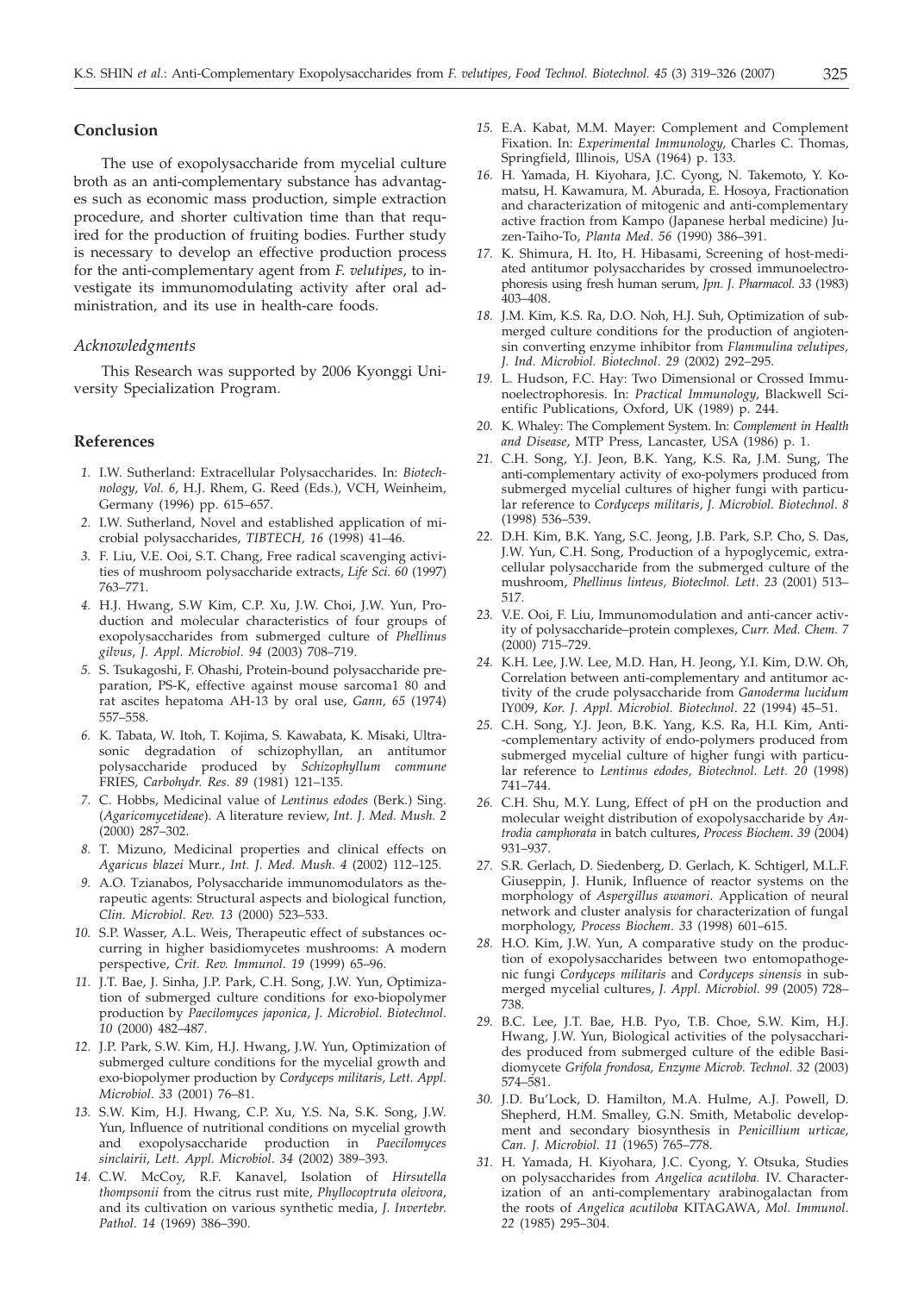## Conclusion

The use of exopolysaccharide from mycelial culture broth as an anti-complementary substance has advantages such as economic mass production, simple extraction procedure, and shorter cultivation time than that required for the production of fruiting bodies. Further study is necessary to develop an effective production process for the anti-complementary agent from *F. velutipes*, to investigate its immunomodulating activity after oral administration, and its use in health-care foods.

### *Acknowledgments*

This Research was supported by 2006 Kyonggi University Specialization Program.

## References

1. I.W. Sutherland: Extracellular Polysaccharides. In: *Biotechnology*, *Vol. 6*, H.J. Rhem, G. Reed (Eds.), VCH, Weinheim, Germany (1996) pp. 615–657.
2. I.W. Sutherland, Novel and established application of microbial polysaccharides, *TIBTECH, 16* (1998) 41–46.
3. F. Liu, V.E. Ooi, S.T. Chang, Free radical scavenging activities of mushroom polysaccharide extracts, *Life Sci. 60* (1997) 763–771.
4. H.J. Hwang, S.W Kim, C.P. Xu, J.W. Choi, J.W. Yun, Production and molecular characteristics of four groups of exopolysaccharides from submerged culture of *Phellinus gilvus*, *J. Appl. Microbiol*. *94* (2003) 708–719.
5. S. Tsukagoshi, F. Ohashi, Protein-bound polysaccharide preparation, PS-K, effective against mouse sarcoma1 80 and rat ascites hepatoma AH-13 by oral use, *Gann, 65* (1974) 557–558.
6. K. Tabata, W. Itoh, T. Kojima, S. Kawabata, K. Misaki, Ultrasonic degradation of schizophyllan, an antitumor polysaccharide produced by *Schizophyllum commune* FRIES, *Carbohydr. Res*. *89* (1981) 121–135.
7. C. Hobbs, Medicinal value of *Lentinus edodes* (Berk.) Sing. (*Agaricomycetideae*). A literature review, *Int. J. Med. Mush. 2* (2000) 287–302.
8. T. Mizuno, Medicinal properties and clinical effects on *Agaricus blazei* Murr., *Int. J. Med. Mush. 4* (2002) 112–125.
9. A.O. Tzianabos, Polysaccharide immunomodulators as therapeutic agents: Structural aspects and biological function, *Clin. Microbiol. Rev. 13* (2000) 523–533.
10. S.P. Wasser, A.L. Weis, Therapeutic effect of substances occurring in higher basidiomycetes mushrooms: A modern perspective, *Crit. Rev. Immunol*. *19* (1999) 65–96.
11. J.T. Bae, J. Sinha, J.P. Park, C.H. Song, J.W. Yun, Optimization of submerged culture conditions for exo-biopolymer production by *Paecilomyces japonica*, *J. Microbiol. Biotechnol*. *10* (2000) 482–487.
12. J.P. Park, S.W. Kim, H.J. Hwang, J.W. Yun, Optimization of submerged culture conditions for the mycelial growth and exo-biopolymer production by *Cordyceps militaris*, *Lett. Appl. Microbiol*. *33* (2001) 76–81.
13. S.W. Kim, H.J. Hwang, C.P. Xu, Y.S. Na, S.K. Song, J.W. Yun, Influence of nutritional conditions on mycelial growth and exopolysaccharide production in *Paecilomyces sinclairii*, *Lett. Appl. Microbiol*. *34* (2002) 389–393.
14. C.W. McCoy, R.F. Kanavel, Isolation of *Hirsutella thompsonii* from the citrus rust mite, *Phyllocoptruta oleivora*, and its cultivation on various synthetic media, *J. Invertebr. Pathol*. *14* (1969) 386–390.
15. E.A. Kabat, M.M. Mayer: Complement and Complement Fixation. In: *Experimental Immunology*, Charles C. Thomas, Springfield, Illinois, USA (1964) p. 133.
16. H. Yamada, H. Kiyohara, J.C. Cyong, N. Takemoto, Y. Komatsu, H. Kawamura, M. Aburada, E. Hosoya, Fractionation and characterization of mitogenic and anti-complementary active fraction from Kampo (Japanese herbal medicine) Juzen-Taiho-To, *Planta Med*. *56* (1990) 386–391.
17. K. Shimura, H. Ito, H. Hibasami, Screening of host-mediated antitumor polysaccharides by crossed immunoelectrophoresis using fresh human serum, *Jpn. J. Pharmacol. 33* (1983) 403–408.
18. J.M. Kim, K.S. Ra, D.O. Noh, H.J. Suh, Optimization of submerged culture conditions for the production of angiotensin converting enzyme inhibitor from *Flammulina velutipes*, *J. Ind. Microbiol. Biotechnol*. *29* (2002) 292–295.
19. L. Hudson, F.C. Hay: Two Dimensional or Crossed Immunoelectrophoresis. In: *Practical Immunology*, Blackwell Scientific Publications, Oxford, UK (1989) p. 244.
20. K. Whaley: The Complement System. In: *Complement in Health and Disease*, MTP Press, Lancaster, USA (1986) p. 1.
21. C.H. Song, Y.J. Jeon, B.K. Yang, K.S. Ra, J.M. Sung, The anti-complementary activity of exo-polymers produced from submerged mycelial cultures of higher fungi with particular reference to *Cordyceps militaris*, *J. Microbiol. Biotechnol*. *8* (1998) 536–539.
22. D.H. Kim, B.K. Yang, S.C. Jeong, J.B. Park, S.P. Cho, S. Das, J.W. Yun, C.H. Song, Production of a hypoglycemic, extracellular polysaccharide from the submerged culture of the mushroom, *Phellinus linteus, Biotechnol. Lett*. *23* (2001) 513–517.
23. V.E. Ooi, F. Liu, Immunomodulation and anti-cancer activity of polysaccharide–protein complexes, *Curr. Med. Chem. 7* (2000) 715–729.
24. K.H. Lee, J.W. Lee, M.D. Han, H. Jeong, Y.I. Kim, D.W. Oh, Correlation between anti-complementary and antitumor activity of the crude polysaccharide from *Ganoderma lucidum* IY009, *Kor. J. Appl. Microbiol. Biotechnol*. *22* (1994) 45–51.
25. C.H. Song, Y.J. Jeon, B.K. Yang, K.S. Ra, H.I. Kim, Anti--complementary activity of endo-polymers produced from submerged mycelial culture of higher fungi with particular reference to *Lentinus edodes, Biotechnol. Lett. 20* (1998) 741–744.
26. C.H. Shu, M.Y. Lung, Effect of pH on the production and molecular weight distribution of exopolysaccharide by *Antrodia camphorata* in batch cultures, *Process Biochem*. *39* (2004) 931–937.
27. S.R. Gerlach, D. Siedenberg, D. Gerlach, K. Schtigerl, M.L.F. Giuseppin, J. Hunik, Influence of reactor systems on the morphology of *Aspergillus awamori*. Application of neural network and cluster analysis for characterization of fungal morphology, *Process Biochem*. *33* (1998) 601–615.
28. H.O. Kim, J.W. Yun, A comparative study on the production of exopolysaccharides between two entomopathogenic fungi *Cordyceps militaris* and *Cordyceps sinensis* in submerged mycelial cultures, *J. Appl. Microbiol. 99* (2005) 728–738.
29. B.C. Lee, J.T. Bae, H.B. Pyo, T.B. Choe, S.W. Kim, H.J. Hwang, J.W. Yun, Biological activities of the polysaccharides produced from submerged culture of the edible Basidiomycete *Grifola frondosa, Enzyme Microb. Technol. 32* (2003) 574–581.
30. J.D. Bu'Lock, D. Hamilton, M.A. Hulme, A.J. Powell, D. Shepherd, H.M. Smalley, G.N. Smith, Metabolic development and secondary biosynthesis in *Penicillium urticae*, *Can. J. Microbiol*. *11* (1965) 765–778.
31. H. Yamada, H. Kiyohara, J.C. Cyong, Y. Otsuka, Studies on polysaccharides from *Angelica acutiloba.* IV. Characterization of an anti-complementary arabinogalactan from the roots of *Angelica acutiloba* KITAGAWA, *Mol. Immunol*. *22* (1985) 295–304.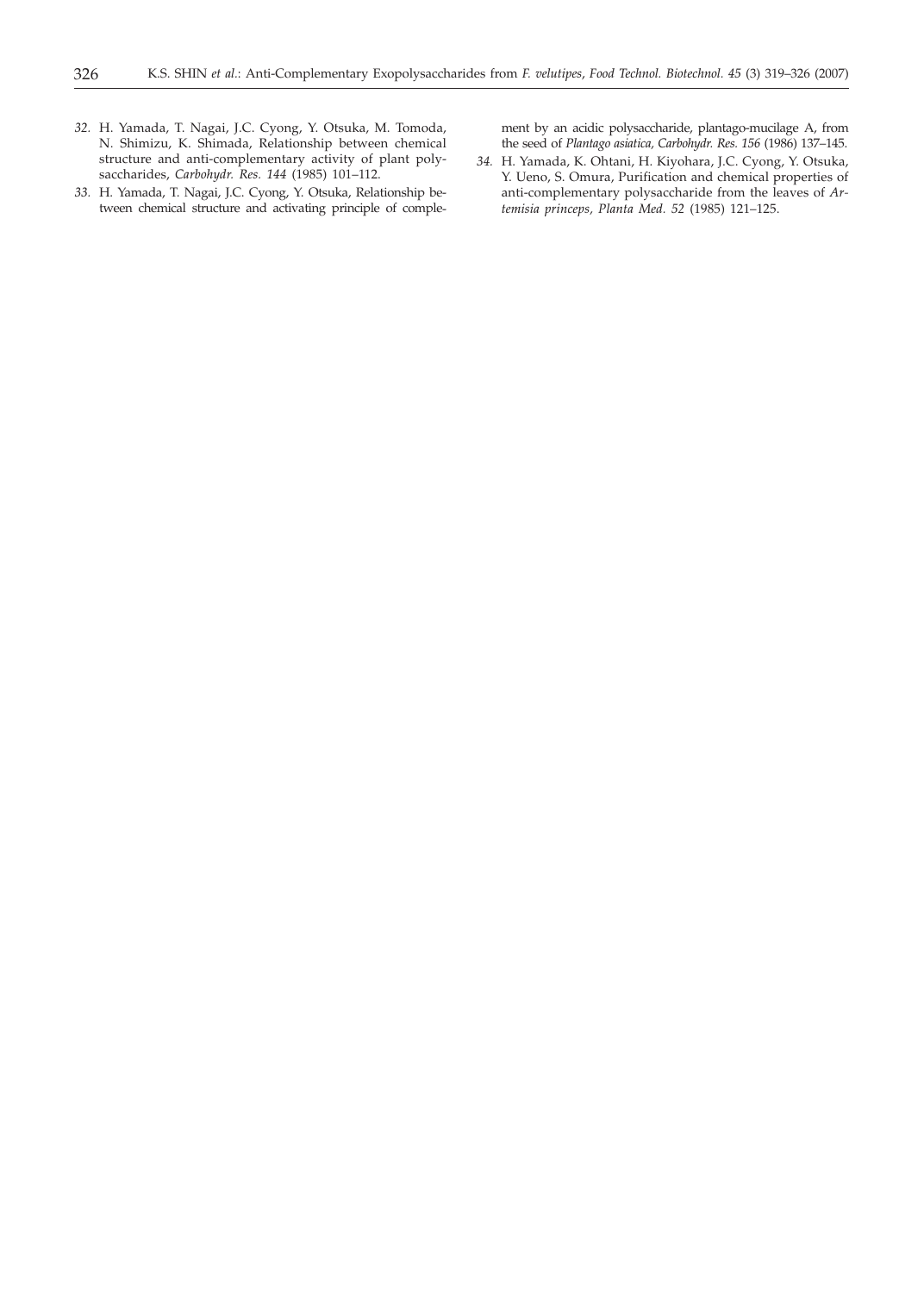32. H. Yamada, T. Nagai, J.C. Cyong, Y. Otsuka, M. Tomoda, N. Shimizu, K. Shimada, Relationship between chemical structure and anti-complementary activity of plant polysaccharides, *Carbohydr. Res. 144* (1985) 101–112.

33. H. Yamada, T. Nagai, J.C. Cyong, Y. Otsuka, Relationship between chemical structure and activating principle of complement by an acidic polysaccharide, plantago-mucilage A, from the seed of *Plantago asiatica*, *Carbohydr. Res. 156* (1986) 137–145.

34. H. Yamada, K. Ohtani, H. Kiyohara, J.C. Cyong, Y. Otsuka, Y. Ueno, S. Omura, Purification and chemical properties of anti-complementary polysaccharide from the leaves of *Artemisia princeps*, *Planta Med. 52* (1985) 121–125.